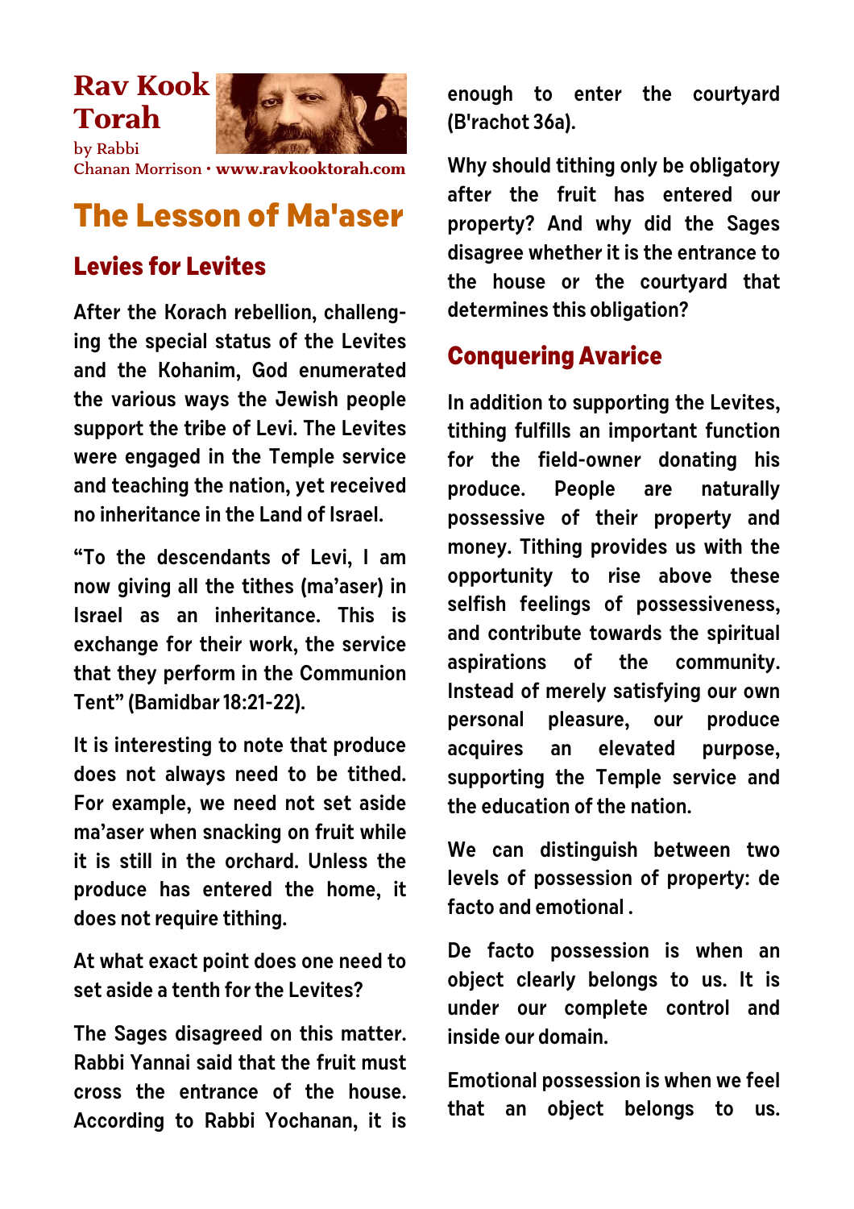**Rav Kook Torah**

by Rabbi Chanan Morrison • www.ravkooktorah.com

# The Lesson of Ma'aser

## Levies for Levites

After the Korach rebellion, challenging the special status of the Levites and the Kohanim, God enumerated the various ways the Jewish people support the tribe of Levi. The Levites were engaged in the Temple service and teaching the nation, yet received no inheritance in the Land of Israel.

"To the descendants of Levi, I am now giving all the tithes (ma'aser) in Israel as an inheritance. This is exchange for their work, the service that they perform in the Communion Tent" (Bamidbar 18:21-22).

It is interesting to note that produce does not always need to be tithed. For example, we need not set aside ma'aser when snacking on fruit while it is still in the orchard. Unless the produce has entered the home, it does not require tithing.

At what exact point does one need to set aside a tenth for the Levites?

The Sages disagreed on this matter. Rabbi Yannai said that the fruit must cross the entrance of the house. According to Rabbi Yochanan, it is enough to enter the courtyard (B'rachot 36a).

Why should tithing only be obligatory after the fruit has entered our property? And why did the Sages disagree whether it is the entrance to the house or the courtyard that determines this obligation?

## Conquering Avarice

In addition to supporting the Levites, tithing fulfills an important function for the field-owner donating his produce. People are naturally possessive of their property and money. Tithing provides us with the opportunity to rise above these selfish feelings of possessiveness, and contribute towards the spiritual aspirations of the community. Instead of merely satisfying our own personal pleasure, our produce acquires an elevated purpose, supporting the Temple service and the education of the nation.

We can distinguish between two levels of possession of property: de facto and emotional .

De facto possession is when an object clearly belongs to us. It is under our complete control and inside our domain.

Emotional possession is when we feel that an object belongs to us.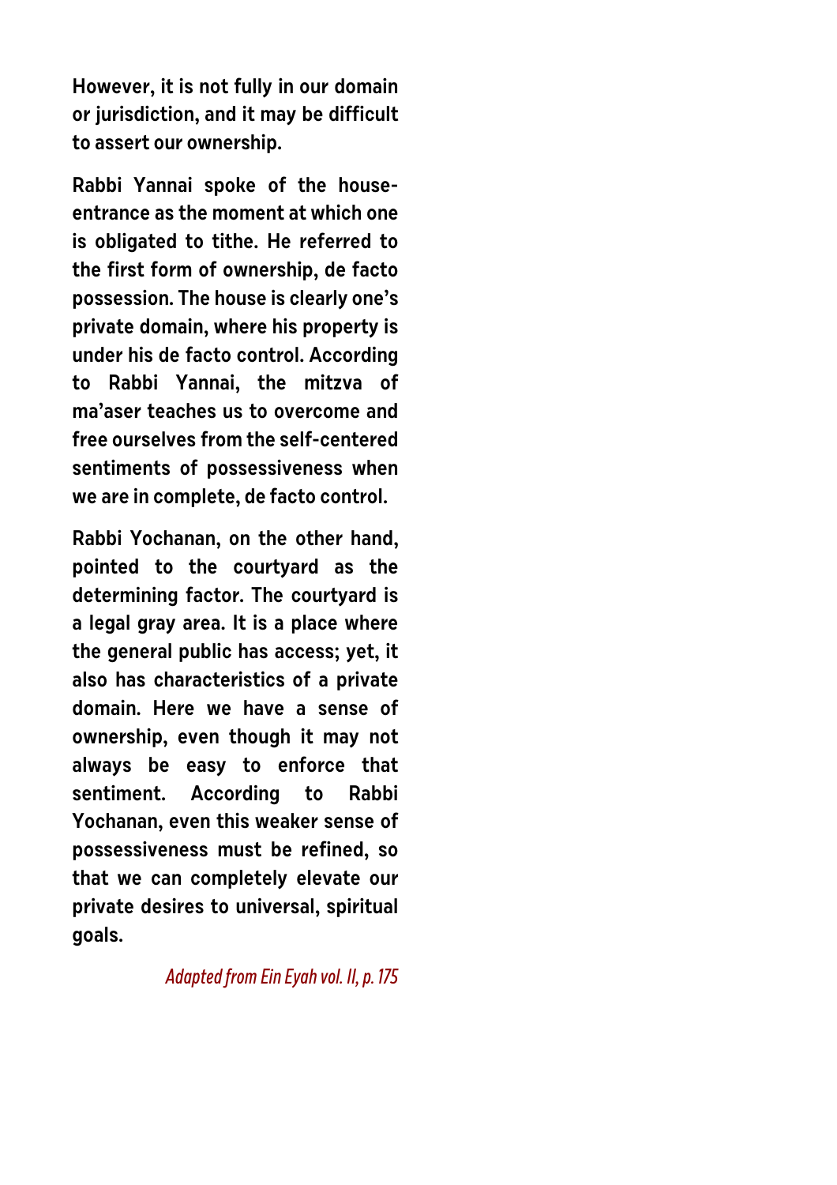**However, it is not fully in our domain or jurisdiction, and it may be difficult to assert our ownership.**

**Rabbi Yannai spoke of the house-entrance as the moment at which one is obligated to tithe. He referred to the first form of ownership, de facto possession. The house is clearly one's private domain, where his property is under his de facto control. According to Rabbi Yannai, the mitzva of ma'aser teaches us to overcome and free ourselves from the self-centered sentiments of possessiveness when we are in complete, de facto control.**

**Rabbi Yochanan, on the other hand, pointed to the courtyard as the determining factor. The courtyard is a legal gray area. It is a place where the general public has access; yet, it also has characteristics of a private domain. Here we have a sense of ownership, even though it may not always be easy to enforce that sentiment. According to Rabbi Yochanan, even this weaker sense of possessiveness must be refined, so that we can completely elevate our private desires to universal, spiritual goals.**

*Adapted from Ein Eyah vol. II, p. 175*